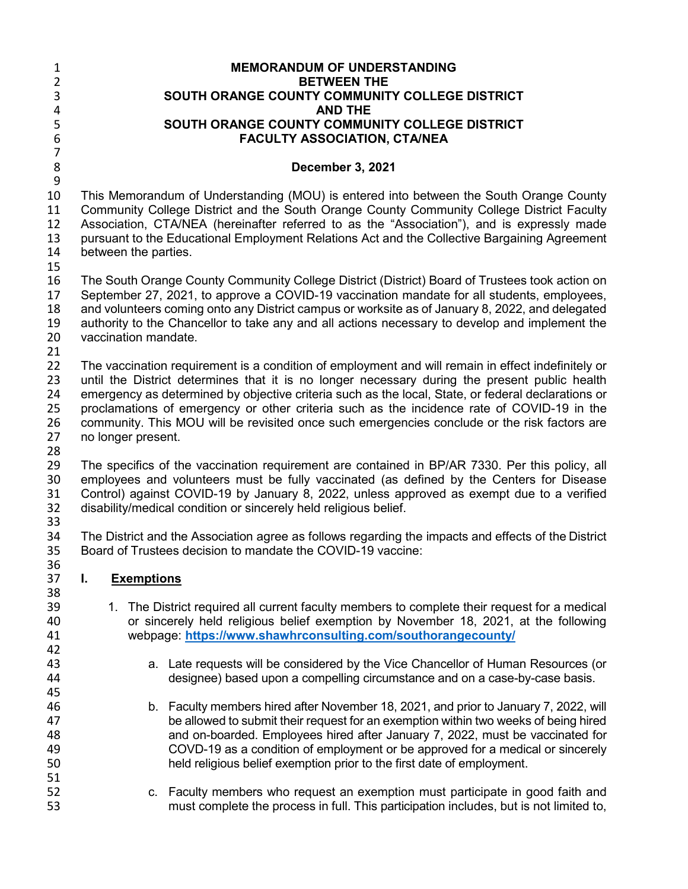**MEMORANDUM OF UNDERSTANDING**
**BETWEEN THE**
**SOUTH ORANGE COUNTY COMMUNITY COLLEGE DISTRICT**
**AND THE**
**SOUTH ORANGE COUNTY COMMUNITY COLLEGE DISTRICT**
**FACULTY ASSOCIATION, CTA/NEA**

**December 3, 2021**

This Memorandum of Understanding (MOU) is entered into between the South Orange County Community College District and the South Orange County Community College District Faculty Association, CTA/NEA (hereinafter referred to as the "Association"), and is expressly made pursuant to the Educational Employment Relations Act and the Collective Bargaining Agreement between the parties.

The South Orange County Community College District (District) Board of Trustees took action on September 27, 2021, to approve a COVID-19 vaccination mandate for all students, employees, and volunteers coming onto any District campus or worksite as of January 8, 2022, and delegated authority to the Chancellor to take any and all actions necessary to develop and implement the vaccination mandate.

The vaccination requirement is a condition of employment and will remain in effect indefinitely or until the District determines that it is no longer necessary during the present public health emergency as determined by objective criteria such as the local, State, or federal declarations or proclamations of emergency or other criteria such as the incidence rate of COVID-19 in the community. This MOU will be revisited once such emergencies conclude or the risk factors are no longer present.

The specifics of the vaccination requirement are contained in BP/AR 7330. Per this policy, all employees and volunteers must be fully vaccinated (as defined by the Centers for Disease Control) against COVID-19 by January 8, 2022, unless approved as exempt due to a verified disability/medical condition or sincerely held religious belief.

The District and the Association agree as follows regarding the impacts and effects of the District Board of Trustees decision to mandate the COVID-19 vaccine:

## I. Exemptions

1. The District required all current faculty members to complete their request for a medical or sincerely held religious belief exemption by November 18, 2021, at the following webpage: **https://www.shawhrconsulting.com/southorangecounty/**

   a. Late requests will be considered by the Vice Chancellor of Human Resources (or designee) based upon a compelling circumstance and on a case-by-case basis.

   b. Faculty members hired after November 18, 2021, and prior to January 7, 2022, will be allowed to submit their request for an exemption within two weeks of being hired and on-boarded. Employees hired after January 7, 2022, must be vaccinated for COVD-19 as a condition of employment or be approved for a medical or sincerely held religious belief exemption prior to the first date of employment.

   c. Faculty members who request an exemption must participate in good faith and must complete the process in full. This participation includes, but is not limited to,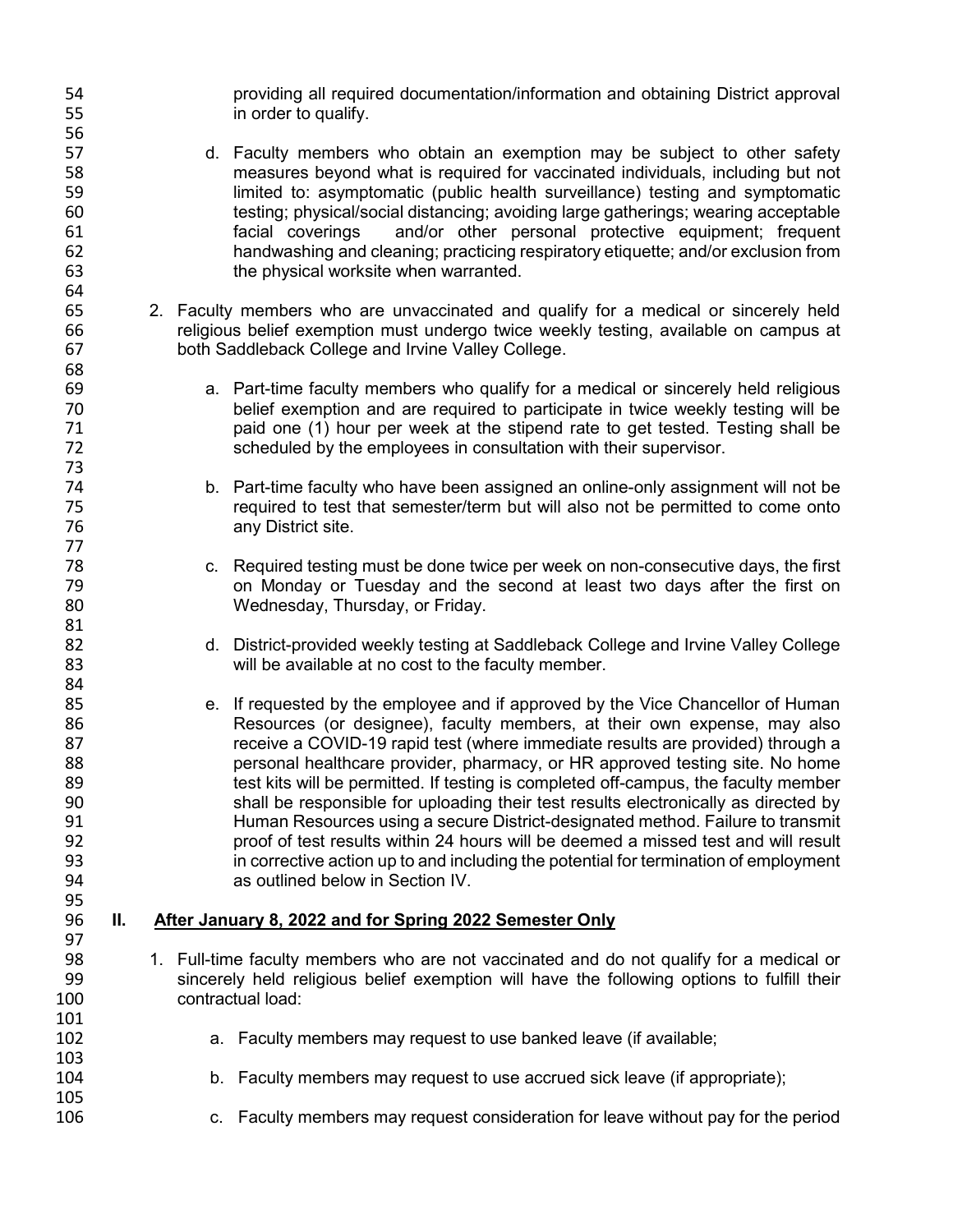providing all required documentation/information and obtaining District approval in order to qualify.

d. Faculty members who obtain an exemption may be subject to other safety measures beyond what is required for vaccinated individuals, including but not limited to: asymptomatic (public health surveillance) testing and symptomatic testing; physical/social distancing; avoiding large gatherings; wearing acceptable facial coverings and/or other personal protective equipment; frequent handwashing and cleaning; practicing respiratory etiquette; and/or exclusion from the physical worksite when warranted.

2. Faculty members who are unvaccinated and qualify for a medical or sincerely held religious belief exemption must undergo twice weekly testing, available on campus at both Saddleback College and Irvine Valley College.

   a. Part-time faculty members who qualify for a medical or sincerely held religious belief exemption and are required to participate in twice weekly testing will be paid one (1) hour per week at the stipend rate to get tested. Testing shall be scheduled by the employees in consultation with their supervisor.

   b. Part-time faculty who have been assigned an online-only assignment will not be required to test that semester/term but will also not be permitted to come onto any District site.

   c. Required testing must be done twice per week on non-consecutive days, the first on Monday or Tuesday and the second at least two days after the first on Wednesday, Thursday, or Friday.

   d. District-provided weekly testing at Saddleback College and Irvine Valley College will be available at no cost to the faculty member.

   e. If requested by the employee and if approved by the Vice Chancellor of Human Resources (or designee), faculty members, at their own expense, may also receive a COVID-19 rapid test (where immediate results are provided) through a personal healthcare provider, pharmacy, or HR approved testing site. No home test kits will be permitted. If testing is completed off-campus, the faculty member shall be responsible for uploading their test results electronically as directed by Human Resources using a secure District-designated method. Failure to transmit proof of test results within 24 hours will be deemed a missed test and will result in corrective action up to and including the potential for termination of employment as outlined below in Section IV.

## II. After January 8, 2022 and for Spring 2022 Semester Only

1. Full-time faculty members who are not vaccinated and do not qualify for a medical or sincerely held religious belief exemption will have the following options to fulfill their contractual load:

   a. Faculty members may request to use banked leave (if available;

   b. Faculty members may request to use accrued sick leave (if appropriate);

   c. Faculty members may request consideration for leave without pay for the period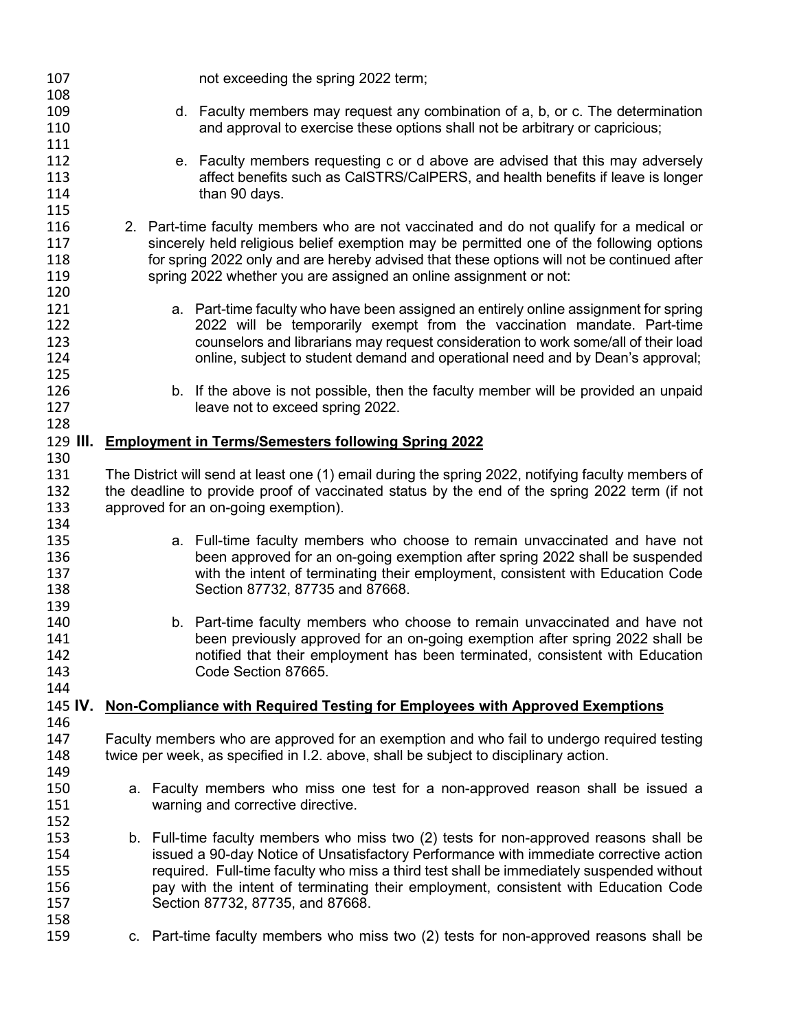not exceeding the spring 2022 term;

d. Faculty members may request any combination of a, b, or c. The determination and approval to exercise these options shall not be arbitrary or capricious;

e. Faculty members requesting c or d above are advised that this may adversely affect benefits such as CalSTRS/CalPERS, and health benefits if leave is longer than 90 days.

2. Part-time faculty members who are not vaccinated and do not qualify for a medical or sincerely held religious belief exemption may be permitted one of the following options for spring 2022 only and are hereby advised that these options will not be continued after spring 2022 whether you are assigned an online assignment or not:

   a. Part-time faculty who have been assigned an entirely online assignment for spring 2022 will be temporarily exempt from the vaccination mandate. Part-time counselors and librarians may request consideration to work some/all of their load online, subject to student demand and operational need and by Dean's approval;

   b. If the above is not possible, then the faculty member will be provided an unpaid leave not to exceed spring 2022.

## III. Employment in Terms/Semesters following Spring 2022

The District will send at least one (1) email during the spring 2022, notifying faculty members of the deadline to provide proof of vaccinated status by the end of the spring 2022 term (if not approved for an on-going exemption).

a. Full-time faculty members who choose to remain unvaccinated and have not been approved for an on-going exemption after spring 2022 shall be suspended with the intent of terminating their employment, consistent with Education Code Section 87732, 87735 and 87668.

b. Part-time faculty members who choose to remain unvaccinated and have not been previously approved for an on-going exemption after spring 2022 shall be notified that their employment has been terminated, consistent with Education Code Section 87665.

## IV. Non-Compliance with Required Testing for Employees with Approved Exemptions

Faculty members who are approved for an exemption and who fail to undergo required testing twice per week, as specified in I.2. above, shall be subject to disciplinary action.

a. Faculty members who miss one test for a non-approved reason shall be issued a warning and corrective directive.

b. Full-time faculty members who miss two (2) tests for non-approved reasons shall be issued a 90-day Notice of Unsatisfactory Performance with immediate corrective action required. Full-time faculty who miss a third test shall be immediately suspended without pay with the intent of terminating their employment, consistent with Education Code Section 87732, 87735, and 87668.

c. Part-time faculty members who miss two (2) tests for non-approved reasons shall be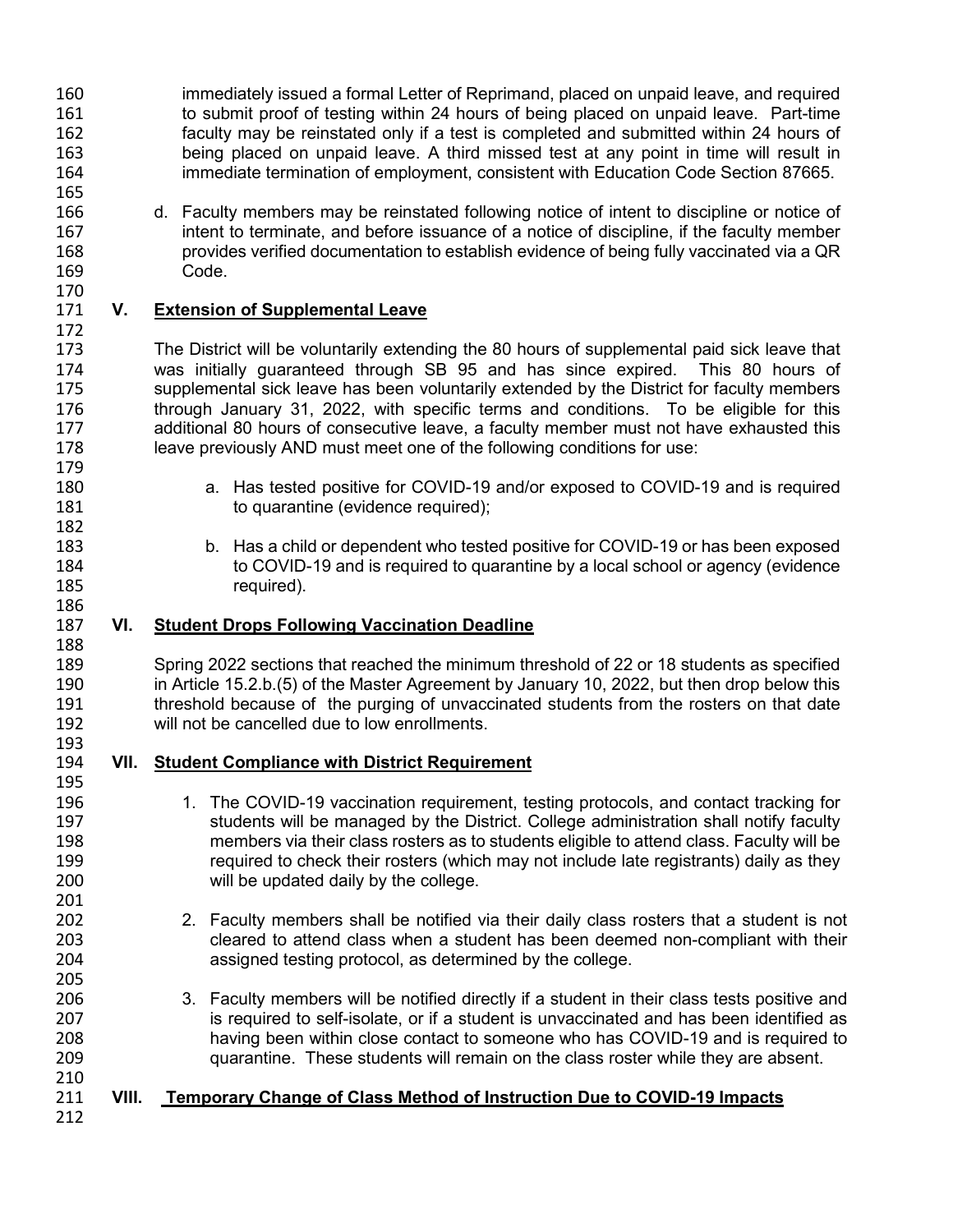immediately issued a formal Letter of Reprimand, placed on unpaid leave, and required to submit proof of testing within 24 hours of being placed on unpaid leave. Part-time faculty may be reinstated only if a test is completed and submitted within 24 hours of being placed on unpaid leave. A third missed test at any point in time will result in immediate termination of employment, consistent with Education Code Section 87665.

d. Faculty members may be reinstated following notice of intent to discipline or notice of intent to terminate, and before issuance of a notice of discipline, if the faculty member provides verified documentation to establish evidence of being fully vaccinated via a QR Code.

## V. Extension of Supplemental Leave

The District will be voluntarily extending the 80 hours of supplemental paid sick leave that was initially guaranteed through SB 95 and has since expired. This 80 hours of supplemental sick leave has been voluntarily extended by the District for faculty members through January 31, 2022, with specific terms and conditions. To be eligible for this additional 80 hours of consecutive leave, a faculty member must not have exhausted this leave previously AND must meet one of the following conditions for use:

a. Has tested positive for COVID-19 and/or exposed to COVID-19 and is required to quarantine (evidence required);

b. Has a child or dependent who tested positive for COVID-19 or has been exposed to COVID-19 and is required to quarantine by a local school or agency (evidence required).

## VI. Student Drops Following Vaccination Deadline

Spring 2022 sections that reached the minimum threshold of 22 or 18 students as specified in Article 15.2.b.(5) of the Master Agreement by January 10, 2022, but then drop below this threshold because of the purging of unvaccinated students from the rosters on that date will not be cancelled due to low enrollments.

## VII. Student Compliance with District Requirement

1. The COVID-19 vaccination requirement, testing protocols, and contact tracking for students will be managed by the District. College administration shall notify faculty members via their class rosters as to students eligible to attend class. Faculty will be required to check their rosters (which may not include late registrants) daily as they will be updated daily by the college.

2. Faculty members shall be notified via their daily class rosters that a student is not cleared to attend class when a student has been deemed non-compliant with their assigned testing protocol, as determined by the college.

3. Faculty members will be notified directly if a student in their class tests positive and is required to self-isolate, or if a student is unvaccinated and has been identified as having been within close contact to someone who has COVID-19 and is required to quarantine. These students will remain on the class roster while they are absent.

## VIII. Temporary Change of Class Method of Instruction Due to COVID-19 Impacts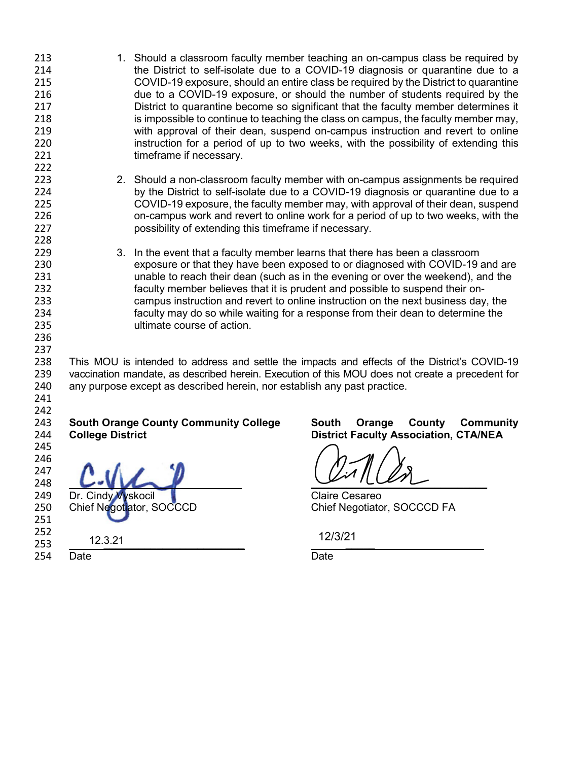1. Should a classroom faculty member teaching an on-campus class be required by the District to self-isolate due to a COVID-19 diagnosis or quarantine due to a COVID-19 exposure, should an entire class be required by the District to quarantine due to a COVID-19 exposure, or should the number of students required by the District to quarantine become so significant that the faculty member determines it is impossible to continue to teaching the class on campus, the faculty member may, with approval of their dean, suspend on-campus instruction and revert to online instruction for a period of up to two weeks, with the possibility of extending this timeframe if necessary.

2. Should a non-classroom faculty member with on-campus assignments be required by the District to self-isolate due to a COVID-19 diagnosis or quarantine due to a COVID-19 exposure, the faculty member may, with approval of their dean, suspend on-campus work and revert to online work for a period of up to two weeks, with the possibility of extending this timeframe if necessary.

3. In the event that a faculty member learns that there has been a classroom exposure or that they have been exposed to or diagnosed with COVID-19 and are unable to reach their dean (such as in the evening or over the weekend), and the faculty member believes that it is prudent and possible to suspend their on-campus instruction and revert to online instruction on the next business day, the faculty may do so while waiting for a response from their dean to determine the ultimate course of action.

This MOU is intended to address and settle the impacts and effects of the District's COVID-19 vaccination mandate, as described herein. Execution of this MOU does not create a precedent for any purpose except as described herein, nor establish any past practice.

**South Orange County Community College College District**

Dr. Cindy Vyskocil
Chief Negotiator, SOCCCD

12.3.21
Date

**South Orange County Community District Faculty Association, CTA/NEA**

Claire Cesareo
Chief Negotiator, SOCCCD FA

12/3/21
Date